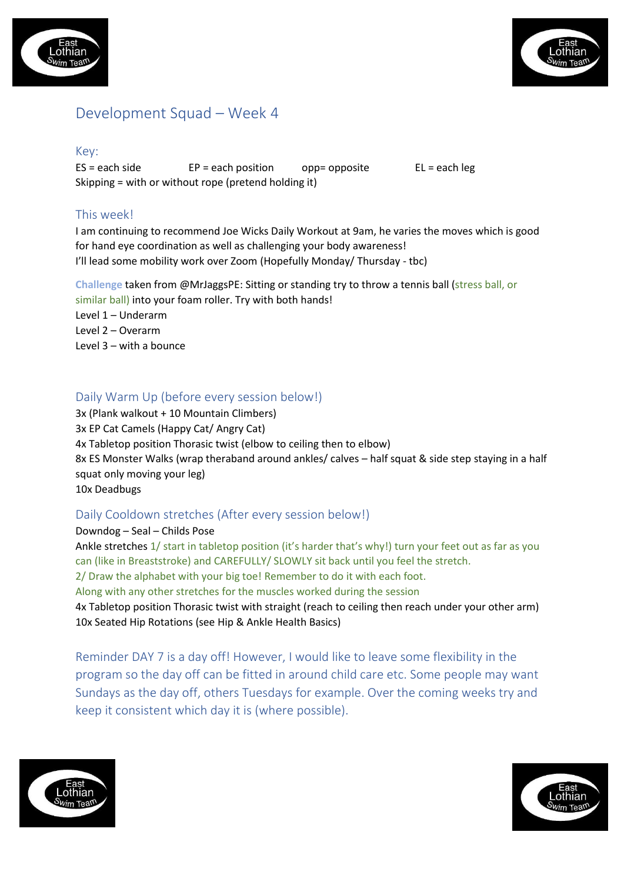# Development Squad – Week 4

## Key:

ES = each side  EP = each position  opp= opposite  EL = each leg

Skipping = with or without rope (pretend holding it)

## This week!

I am continuing to recommend Joe Wicks Daily Workout at 9am, he varies the moves which is good for hand eye coordination as well as challenging your body awareness!

I'll lead some mobility work over Zoom (Hopefully Monday/ Thursday - tbc)

**Challenge** taken from @MrJaggsPE: Sitting or standing try to throw a tennis ball (stress ball, or similar ball) into your foam roller. Try with both hands!

Level 1 – Underarm

Level 2 – Overarm

Level 3 – with a bounce

## Daily Warm Up (before every session below!)

3x (Plank walkout + 10 Mountain Climbers)

3x EP Cat Camels (Happy Cat/ Angry Cat)

4x Tabletop position Thorasic twist (elbow to ceiling then to elbow)

8x ES Monster Walks (wrap theraband around ankles/ calves – half squat & side step staying in a half squat only moving your leg)

10x Deadbugs

## Daily Cooldown stretches (After every session below!)

Downdog – Seal – Childs Pose

Ankle stretches 1/ start in tabletop position (it's harder that's why!) turn your feet out as far as you can (like in Breaststroke) and CAREFULLY/ SLOWLY sit back until you feel the stretch.

2/ Draw the alphabet with your big toe! Remember to do it with each foot.

Along with any other stretches for the muscles worked during the session

4x Tabletop position Thorasic twist with straight (reach to ceiling then reach under your other arm)

10x Seated Hip Rotations (see Hip & Ankle Health Basics)

Reminder DAY 7 is a day off! However, I would like to leave some flexibility in the program so the day off can be fitted in around child care etc. Some people may want Sundays as the day off, others Tuesdays for example. Over the coming weeks try and keep it consistent which day it is (where possible).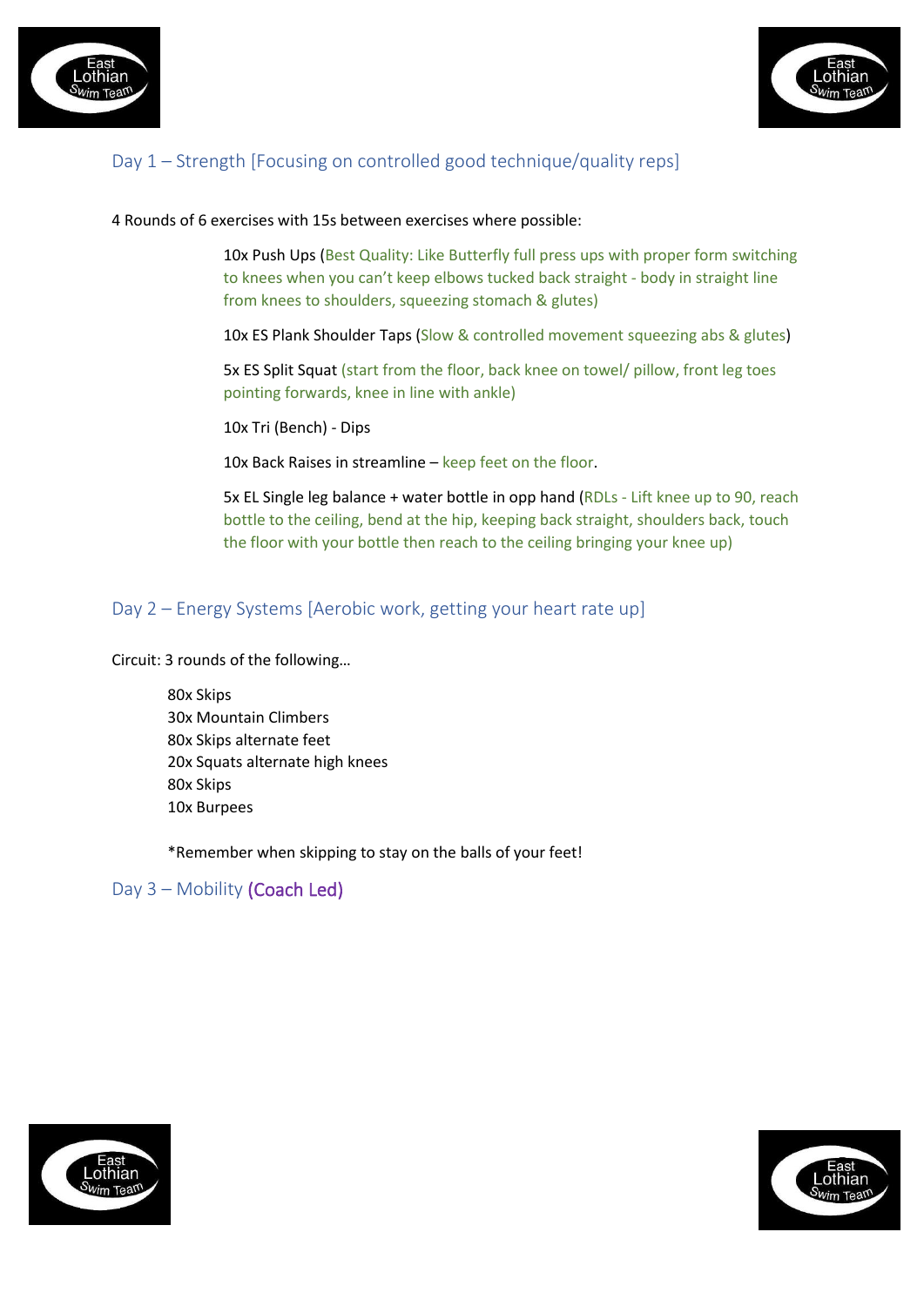## Day 1 – Strength [Focusing on controlled good technique/quality reps]

4 Rounds of 6 exercises with 15s between exercises where possible:

10x Push Ups (Best Quality: Like Butterfly full press ups with proper form switching to knees when you can't keep elbows tucked back straight - body in straight line from knees to shoulders, squeezing stomach & glutes)

10x ES Plank Shoulder Taps (Slow & controlled movement squeezing abs & glutes)

5x ES Split Squat (start from the floor, back knee on towel/ pillow, front leg toes pointing forwards, knee in line with ankle)

10x Tri (Bench) - Dips

10x Back Raises in streamline – keep feet on the floor.

5x EL Single leg balance + water bottle in opp hand (RDLs - Lift knee up to 90, reach bottle to the ceiling, bend at the hip, keeping back straight, shoulders back, touch the floor with your bottle then reach to the ceiling bringing your knee up)

## Day 2 – Energy Systems [Aerobic work, getting your heart rate up]

Circuit: 3 rounds of the following…

80x Skips
30x Mountain Climbers
80x Skips alternate feet
20x Squats alternate high knees
80x Skips
10x Burpees

*Remember when skipping to stay on the balls of your feet!

## Day 3 – Mobility (Coach Led)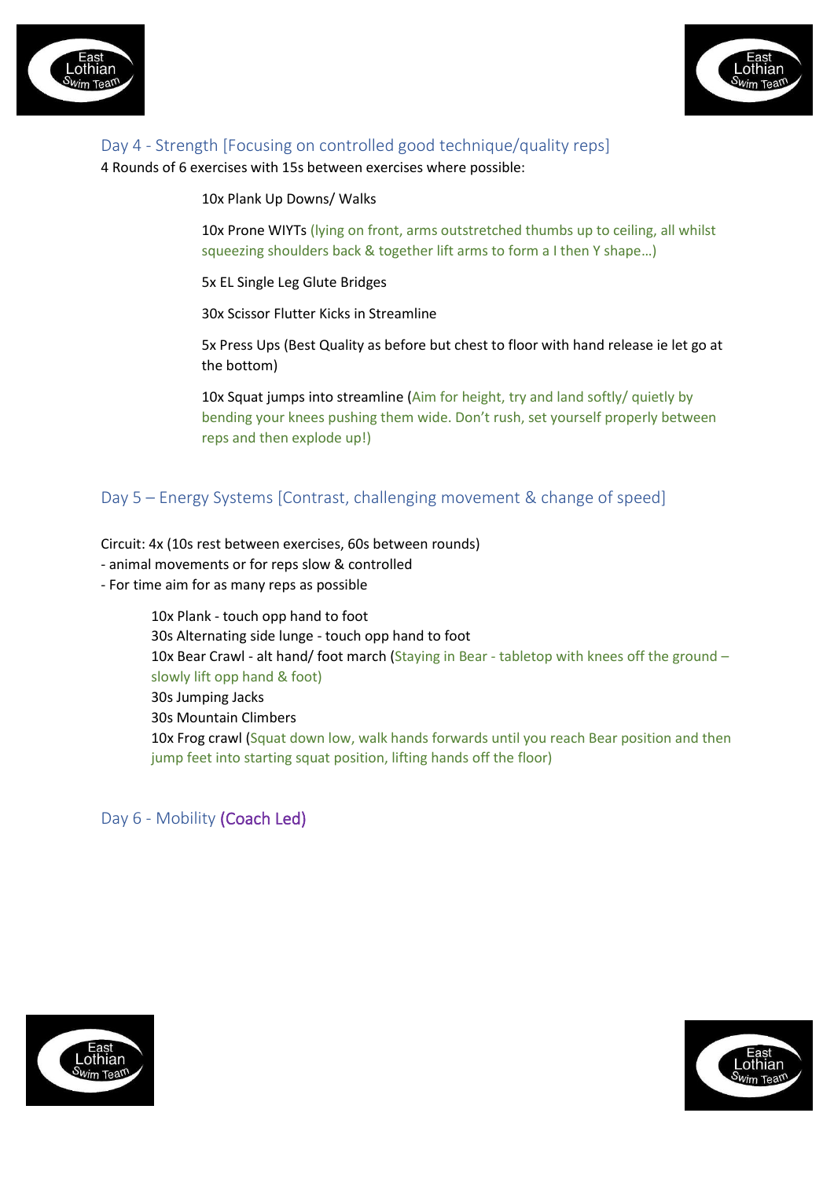## Day 4 - Strength [Focusing on controlled good technique/quality reps]

4 Rounds of 6 exercises with 15s between exercises where possible:

10x Plank Up Downs/ Walks

10x Prone WIYTs (lying on front, arms outstretched thumbs up to ceiling, all whilst squeezing shoulders back & together lift arms to form a I then Y shape…)

5x EL Single Leg Glute Bridges

30x Scissor Flutter Kicks in Streamline

5x Press Ups (Best Quality as before but chest to floor with hand release ie let go at the bottom)

10x Squat jumps into streamline (Aim for height, try and land softly/ quietly by bending your knees pushing them wide. Don't rush, set yourself properly between reps and then explode up!)

## Day 5 – Energy Systems [Contrast, challenging movement & change of speed]

Circuit: 4x (10s rest between exercises, 60s between rounds)
- animal movements or for reps slow & controlled
- For time aim for as many reps as possible

10x Plank - touch opp hand to foot
30s Alternating side lunge - touch opp hand to foot
10x Bear Crawl - alt hand/ foot march (Staying in Bear - tabletop with knees off the ground – slowly lift opp hand & foot)
30s Jumping Jacks
30s Mountain Climbers
10x Frog crawl (Squat down low, walk hands forwards until you reach Bear position and then jump feet into starting squat position, lifting hands off the floor)

## Day 6 - Mobility (Coach Led)